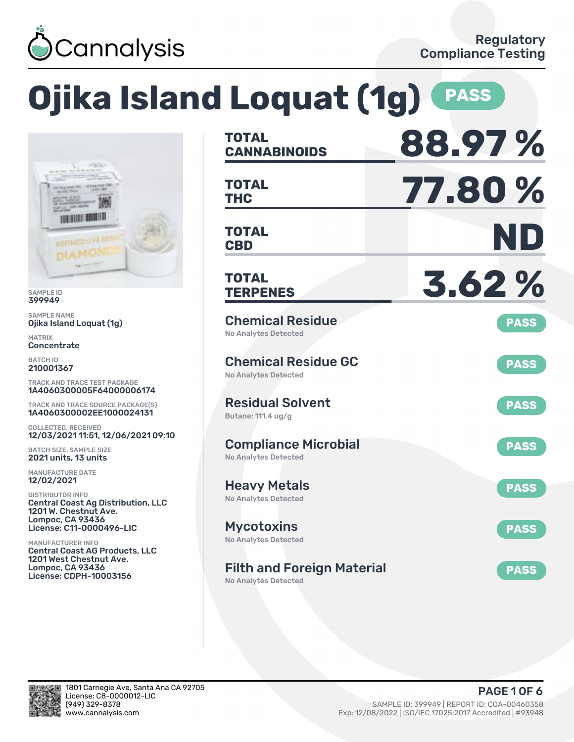Cannalysis

Regulatory Compliance Testing

# Ojika Island Loquat (1g) PASS

SAMPLE ID
399949

SAMPLE NAME
Ojika Island Loquat (1g)

MATRIX
Concentrate

BATCH ID
210001367

TRACK AND TRACE TEST PACKAGE
1A4060300005F64000006174

TRACK AND TRACE SOURCE PACKAGE(S)
1A4060300002EE1000024131

COLLECTED, RECEIVED
12/03/2021 11:51, 12/06/2021 09:10

BATCH SIZE, SAMPLE SIZE
2021 units, 13 units

MANUFACTURE DATE
12/02/2021

DISTRIBUTOR INFO
Central Coast Ag Distribution, LLC
1201 W. Chestnut Ave.
Lompoc, CA 93436
License: C11-0000496-LIC

MANUFACTURER INFO
Central Coast AG Products, LLC
1201 West Chestnut Ave.
Lompoc, CA 93436
License: CDPH-10003156

| | |
|---|---|
| **TOTAL CANNABINOIDS** | **88.97 %** |
| **TOTAL THC** | **77.80 %** |
| **TOTAL CBD** | **ND** |
| **TOTAL TERPENES** | **3.62 %** |

## Chemical Residue — PASS
No Analytes Detected

## Chemical Residue GC — PASS
No Analytes Detected

## Residual Solvent — PASS
Butane: 111.4 ug/g

## Compliance Microbial — PASS
No Analytes Detected

## Heavy Metals — PASS
No Analytes Detected

## Mycotoxins — PASS
No Analytes Detected

## Filth and Foreign Material — PASS
No Analytes Detected

1801 Carnegie Ave, Santa Ana CA 92705
License: C8-0000012-LIC
(949) 329-8378
www.cannalysis.com

SAMPLE ID: 399949 | REPORT ID: COA-00460358
Exp: 12/08/2022 | ISO/IEC 17025:2017 Accredited | #93948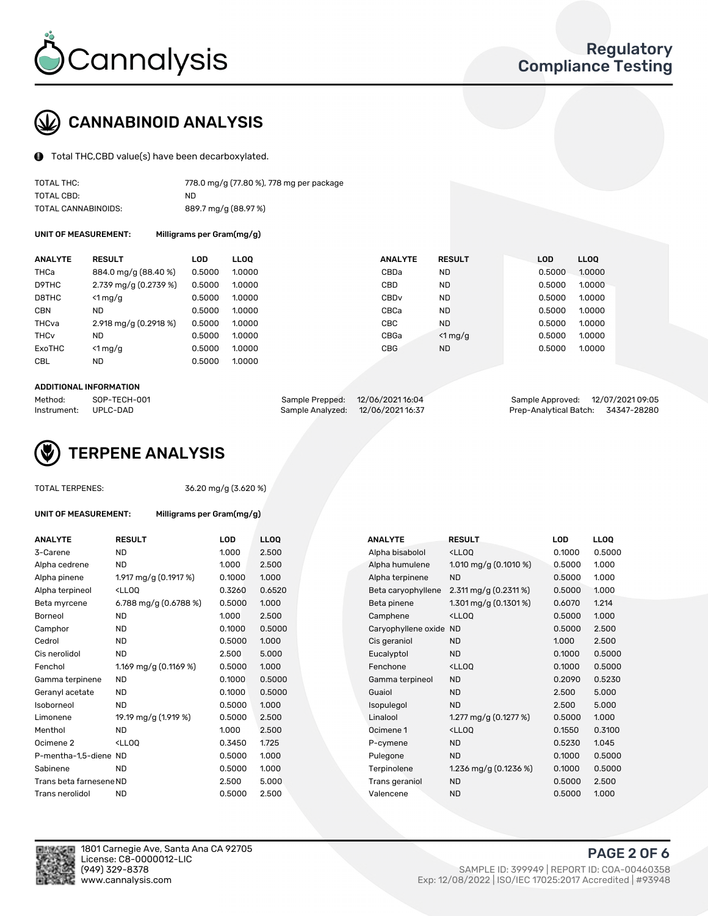# CANNABINOID ANALYSIS

Total THC,CBD value(s) have been decarboxylated.

| | |
|---|---|
| TOTAL THC: | 778.0 mg/g (77.80 %), 778 mg per package |
| TOTAL CBD: | ND |
| TOTAL CANNABINOIDS: | 889.7 mg/g (88.97 %) |

**UNIT OF MEASUREMENT:** Milligrams per Gram(mg/g)

| ANALYTE | RESULT | LOD | LLOQ | ANALYTE | RESULT | LOD | LLOQ |
|---|---|---|---|---|---|---|---|
| THCa | 884.0 mg/g (88.40 %) | 0.5000 | 1.0000 | CBDa | ND | 0.5000 | 1.0000 |
| D9THC | 2.739 mg/g (0.2739 %) | 0.5000 | 1.0000 | CBD | ND | 0.5000 | 1.0000 |
| D8THC | <1 mg/g | 0.5000 | 1.0000 | CBDv | ND | 0.5000 | 1.0000 |
| CBN | ND | 0.5000 | 1.0000 | CBCa | ND | 0.5000 | 1.0000 |
| THCva | 2.918 mg/g (0.2918 %) | 0.5000 | 1.0000 | CBC | ND | 0.5000 | 1.0000 |
| THCv | ND | 0.5000 | 1.0000 | CBGa | <1 mg/g | 0.5000 | 1.0000 |
| ExoTHC | <1 mg/g | 0.5000 | 1.0000 | CBG | ND | 0.5000 | 1.0000 |
| CBL | ND | 0.5000 | 1.0000 | | | | |

**ADDITIONAL INFORMATION**

| | | | | | |
|---|---|---|---|---|---|
| Method: | SOP-TECH-001 | Sample Prepped: | 12/06/2021 16:04 | Sample Approved: | 12/07/2021 09:05 |
| Instrument: | UPLC-DAD | Sample Analyzed: | 12/06/2021 16:37 | Prep-Analytical Batch: | 34347-28280 |

# TERPENE ANALYSIS

TOTAL TERPENES: 36.20 mg/g (3.620 %)

**UNIT OF MEASUREMENT:** Milligrams per Gram(mg/g)

| ANALYTE | RESULT | LOD | LLOQ | ANALYTE | RESULT | LOD | LLOQ |
|---|---|---|---|---|---|---|---|
| 3-Carene | ND | 1.000 | 2.500 | Alpha bisabolol | <LLOQ | 0.1000 | 0.5000 |
| Alpha cedrene | ND | 1.000 | 2.500 | Alpha humulene | 1.010 mg/g (0.1010 %) | 0.5000 | 1.000 |
| Alpha pinene | 1.917 mg/g (0.1917 %) | 0.1000 | 1.000 | Alpha terpinene | ND | 0.5000 | 1.000 |
| Alpha terpineol | <LLOQ | 0.3260 | 0.6520 | Beta caryophyllene | 2.311 mg/g (0.2311 %) | 0.5000 | 1.000 |
| Beta myrcene | 6.788 mg/g (0.6788 %) | 0.5000 | 1.000 | Beta pinene | 1.301 mg/g (0.1301 %) | 0.6070 | 1.214 |
| Borneol | ND | 1.000 | 2.500 | Camphene | <LLOQ | 0.5000 | 1.000 |
| Camphor | ND | 0.1000 | 0.5000 | Caryophyllene oxide | ND | 0.5000 | 2.500 |
| Cedrol | ND | 0.5000 | 1.000 | Cis geraniol | ND | 1.000 | 2.500 |
| Cis nerolidol | ND | 2.500 | 5.000 | Eucalyptol | ND | 0.1000 | 0.5000 |
| Fenchol | 1.169 mg/g (0.1169 %) | 0.5000 | 1.000 | Fenchone | <LLOQ | 0.1000 | 0.5000 |
| Gamma terpinene | ND | 0.1000 | 0.5000 | Gamma terpineol | ND | 0.2090 | 0.5230 |
| Geranyl acetate | ND | 0.1000 | 0.5000 | Guaiol | ND | 2.500 | 5.000 |
| Isoborneol | ND | 0.5000 | 1.000 | Isopulegol | ND | 2.500 | 5.000 |
| Limonene | 19.19 mg/g (1.919 %) | 0.5000 | 2.500 | Linalool | 1.277 mg/g (0.1277 %) | 0.5000 | 1.000 |
| Menthol | ND | 1.000 | 2.500 | Ocimene 1 | <LLOQ | 0.1550 | 0.3100 |
| Ocimene 2 | <LLOQ | 0.3450 | 1.725 | P-cymene | ND | 0.5230 | 1.045 |
| P-mentha-1,5-diene | ND | 0.5000 | 1.000 | Pulegone | ND | 0.1000 | 0.5000 |
| Sabinene | ND | 0.5000 | 1.000 | Terpinolene | 1.236 mg/g (0.1236 %) | 0.1000 | 0.5000 |
| Trans beta farnesene | ND | 2.500 | 5.000 | Trans geraniol | ND | 0.5000 | 2.500 |
| Trans nerolidol | ND | 0.5000 | 2.500 | Valencene | ND | 0.5000 | 1.000 |

1801 Carnegie Ave, Santa Ana CA 92705
License: C8-0000012-LIC
(949) 329-8378
www.cannalysis.com

SAMPLE ID: 399949 | REPORT ID: COA-00460358
Exp: 12/08/2022 | ISO/IEC 17025:2017 Accredited | #93948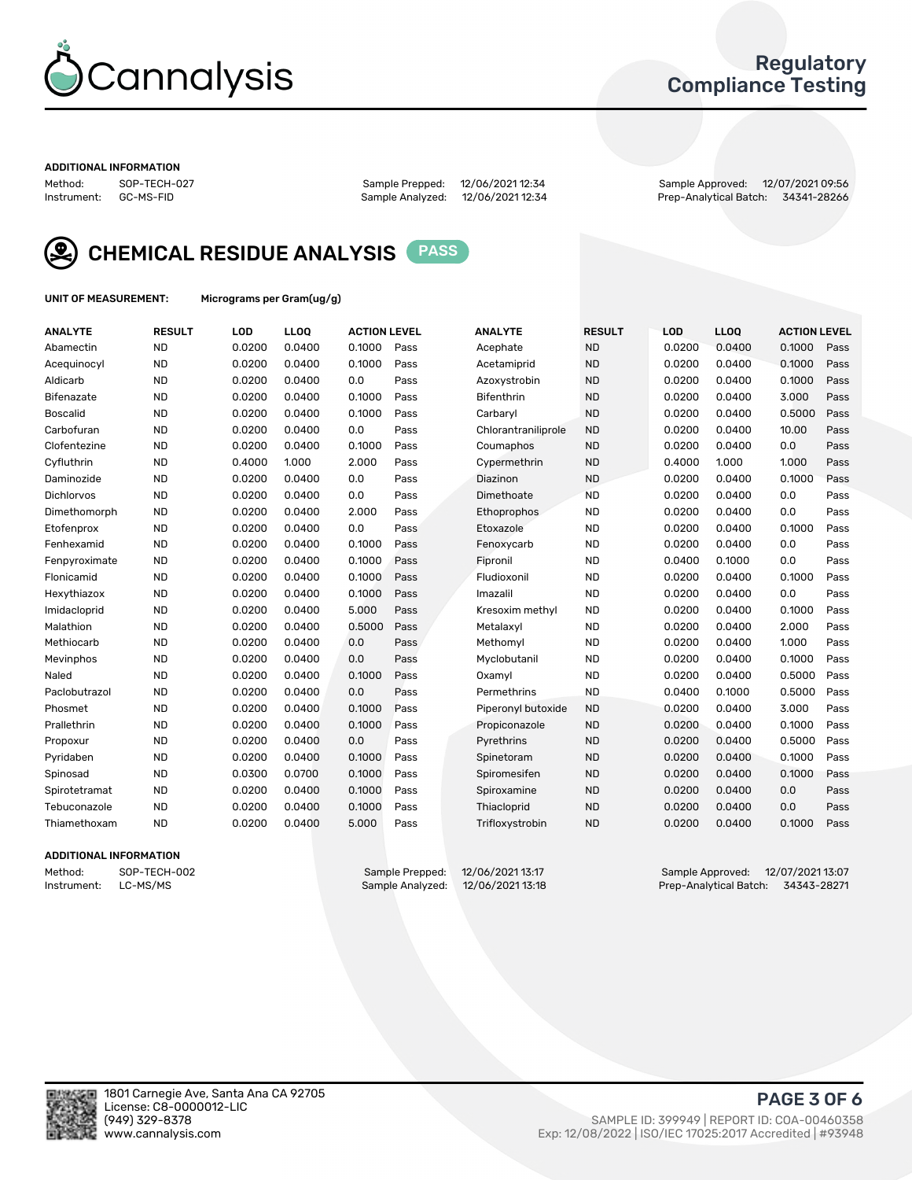# Cannalysis

## Regulatory Compliance Testing

**ADDITIONAL INFORMATION**

Method: SOP-TECH-027 | Sample Prepped: 12/06/2021 12:34 | Sample Approved: 12/07/2021 09:56
Instrument: GC-MS-FID | Sample Analyzed: 12/06/2021 12:34 | Prep-Analytical Batch: 34341-28266

## CHEMICAL RESIDUE ANALYSIS **PASS**

**UNIT OF MEASUREMENT:** Micrograms per Gram(ug/g)

| ANALYTE | RESULT | LOD | LLOQ | ACTION LEVEL | | ANALYTE | RESULT | LOD | LLOQ | ACTION LEVEL | |
|---|---|---|---|---|---|---|---|---|---|---|---|
| Abamectin | ND | 0.0200 | 0.0400 | 0.1000 | Pass | Acephate | ND | 0.0200 | 0.0400 | 0.1000 | Pass |
| Acequinocyl | ND | 0.0200 | 0.0400 | 0.1000 | Pass | Acetamiprid | ND | 0.0200 | 0.0400 | 0.1000 | Pass |
| Aldicarb | ND | 0.0200 | 0.0400 | 0.0 | Pass | Azoxystrobin | ND | 0.0200 | 0.0400 | 0.1000 | Pass |
| Bifenazate | ND | 0.0200 | 0.0400 | 0.1000 | Pass | Bifenthrin | ND | 0.0200 | 0.0400 | 3.000 | Pass |
| Boscalid | ND | 0.0200 | 0.0400 | 0.1000 | Pass | Carbaryl | ND | 0.0200 | 0.0400 | 0.5000 | Pass |
| Carbofuran | ND | 0.0200 | 0.0400 | 0.0 | Pass | Chlorantraniliprole | ND | 0.0200 | 0.0400 | 10.00 | Pass |
| Clofentezine | ND | 0.0200 | 0.0400 | 0.1000 | Pass | Coumaphos | ND | 0.0200 | 0.0400 | 0.0 | Pass |
| Cyfluthrin | ND | 0.4000 | 1.000 | 2.000 | Pass | Cypermethrin | ND | 0.4000 | 1.000 | 1.000 | Pass |
| Daminozide | ND | 0.0200 | 0.0400 | 0.0 | Pass | Diazinon | ND | 0.0200 | 0.0400 | 0.1000 | Pass |
| Dichlorvos | ND | 0.0200 | 0.0400 | 0.0 | Pass | Dimethoate | ND | 0.0200 | 0.0400 | 0.0 | Pass |
| Dimethomorph | ND | 0.0200 | 0.0400 | 2.000 | Pass | Ethoprophos | ND | 0.0200 | 0.0400 | 0.0 | Pass |
| Etofenprox | ND | 0.0200 | 0.0400 | 0.0 | Pass | Etoxazole | ND | 0.0200 | 0.0400 | 0.1000 | Pass |
| Fenhexamid | ND | 0.0200 | 0.0400 | 0.1000 | Pass | Fenoxycarb | ND | 0.0200 | 0.0400 | 0.0 | Pass |
| Fenpyroximate | ND | 0.0200 | 0.0400 | 0.1000 | Pass | Fipronil | ND | 0.0400 | 0.1000 | 0.0 | Pass |
| Flonicamid | ND | 0.0200 | 0.0400 | 0.1000 | Pass | Fludioxonil | ND | 0.0200 | 0.0400 | 0.1000 | Pass |
| Hexythiazox | ND | 0.0200 | 0.0400 | 0.1000 | Pass | Imazalil | ND | 0.0200 | 0.0400 | 0.0 | Pass |
| Imidacloprid | ND | 0.0200 | 0.0400 | 5.000 | Pass | Kresoxim methyl | ND | 0.0200 | 0.0400 | 0.1000 | Pass |
| Malathion | ND | 0.0200 | 0.0400 | 0.5000 | Pass | Metalaxyl | ND | 0.0200 | 0.0400 | 2.000 | Pass |
| Methiocarb | ND | 0.0200 | 0.0400 | 0.0 | Pass | Methomyl | ND | 0.0200 | 0.0400 | 1.000 | Pass |
| Mevinphos | ND | 0.0200 | 0.0400 | 0.0 | Pass | Myclobutanil | ND | 0.0200 | 0.0400 | 0.1000 | Pass |
| Naled | ND | 0.0200 | 0.0400 | 0.1000 | Pass | Oxamyl | ND | 0.0200 | 0.0400 | 0.5000 | Pass |
| Paclobutrazol | ND | 0.0200 | 0.0400 | 0.0 | Pass | Permethrins | ND | 0.0400 | 0.1000 | 0.5000 | Pass |
| Phosmet | ND | 0.0200 | 0.0400 | 0.1000 | Pass | Piperonyl butoxide | ND | 0.0200 | 0.0400 | 3.000 | Pass |
| Prallethrin | ND | 0.0200 | 0.0400 | 0.1000 | Pass | Propiconazole | ND | 0.0200 | 0.0400 | 0.1000 | Pass |
| Propoxur | ND | 0.0200 | 0.0400 | 0.0 | Pass | Pyrethrins | ND | 0.0200 | 0.0400 | 0.5000 | Pass |
| Pyridaben | ND | 0.0200 | 0.0400 | 0.1000 | Pass | Spinetoram | ND | 0.0200 | 0.0400 | 0.1000 | Pass |
| Spinosad | ND | 0.0300 | 0.0700 | 0.1000 | Pass | Spiromesifen | ND | 0.0200 | 0.0400 | 0.1000 | Pass |
| Spirotetramat | ND | 0.0200 | 0.0400 | 0.1000 | Pass | Spiroxamine | ND | 0.0200 | 0.0400 | 0.0 | Pass |
| Tebuconazole | ND | 0.0200 | 0.0400 | 0.1000 | Pass | Thiacloprid | ND | 0.0200 | 0.0400 | 0.0 | Pass |
| Thiamethoxam | ND | 0.0200 | 0.0400 | 5.000 | Pass | Trifloxystrobin | ND | 0.0200 | 0.0400 | 0.1000 | Pass |

**ADDITIONAL INFORMATION**

Method: SOP-TECH-002 | Sample Prepped: 12/06/2021 13:17 | Sample Approved: 12/07/2021 13:07
Instrument: LC-MS/MS | Sample Analyzed: 12/06/2021 13:18 | Prep-Analytical Batch: 34343-28271

1801 Carnegie Ave, Santa Ana CA 92705
License: C8-0000012-LIC
(949) 329-8378
www.cannalysis.com

SAMPLE ID: 399949 | REPORT ID: COA-00460358
Exp: 12/08/2022 | ISO/IEC 17025:2017 Accredited | #93948